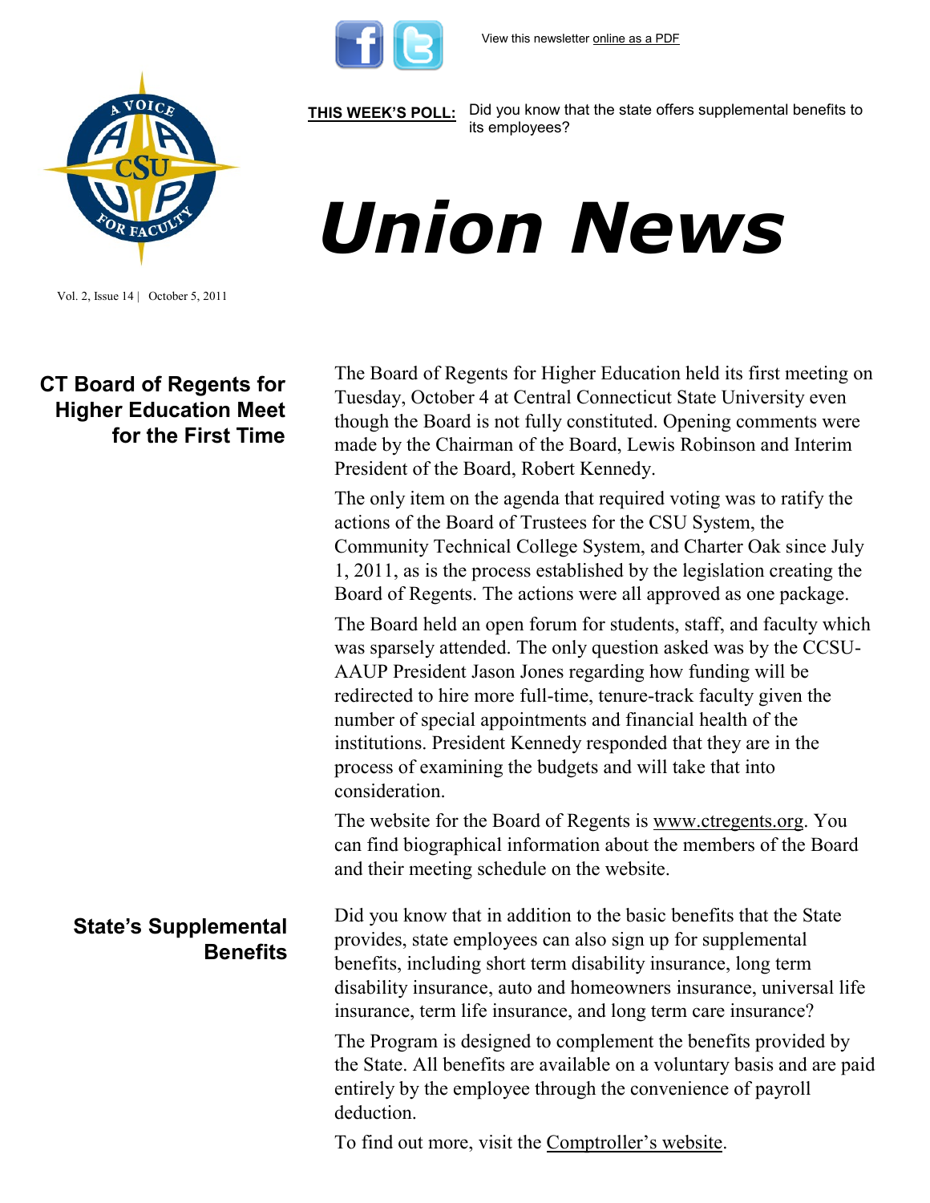View this newsletter online as a PDF

**THIS WEEK'S POLL:** Did you know that the state offers supplemental benefits to its employees?

# Union News

Vol. 2, Issue 14 | October 5, 2011

## CT Board of Regents for Higher Education Meet for the First Time

The Board of Regents for Higher Education held its first meeting on Tuesday, October 4 at Central Connecticut State University even though the Board is not fully constituted. Opening comments were made by the Chairman of the Board, Lewis Robinson and Interim President of the Board, Robert Kennedy.

The only item on the agenda that required voting was to ratify the actions of the Board of Trustees for the CSU System, the Community Technical College System, and Charter Oak since July 1, 2011, as is the process established by the legislation creating the Board of Regents. The actions were all approved as one package.

The Board held an open forum for students, staff, and faculty which was sparsely attended. The only question asked was by the CCSU-AAUP President Jason Jones regarding how funding will be redirected to hire more full-time, tenure-track faculty given the number of special appointments and financial health of the institutions. President Kennedy responded that they are in the process of examining the budgets and will take that into consideration.

The website for the Board of Regents is www.ctregents.org. You can find biographical information about the members of the Board and their meeting schedule on the website.

## State's Supplemental Benefits

Did you know that in addition to the basic benefits that the State provides, state employees can also sign up for supplemental benefits, including short term disability insurance, long term disability insurance, auto and homeowners insurance, universal life insurance, term life insurance, and long term care insurance?

The Program is designed to complement the benefits provided by the State. All benefits are available on a voluntary basis and are paid entirely by the employee through the convenience of payroll deduction.

To find out more, visit the Comptroller's website.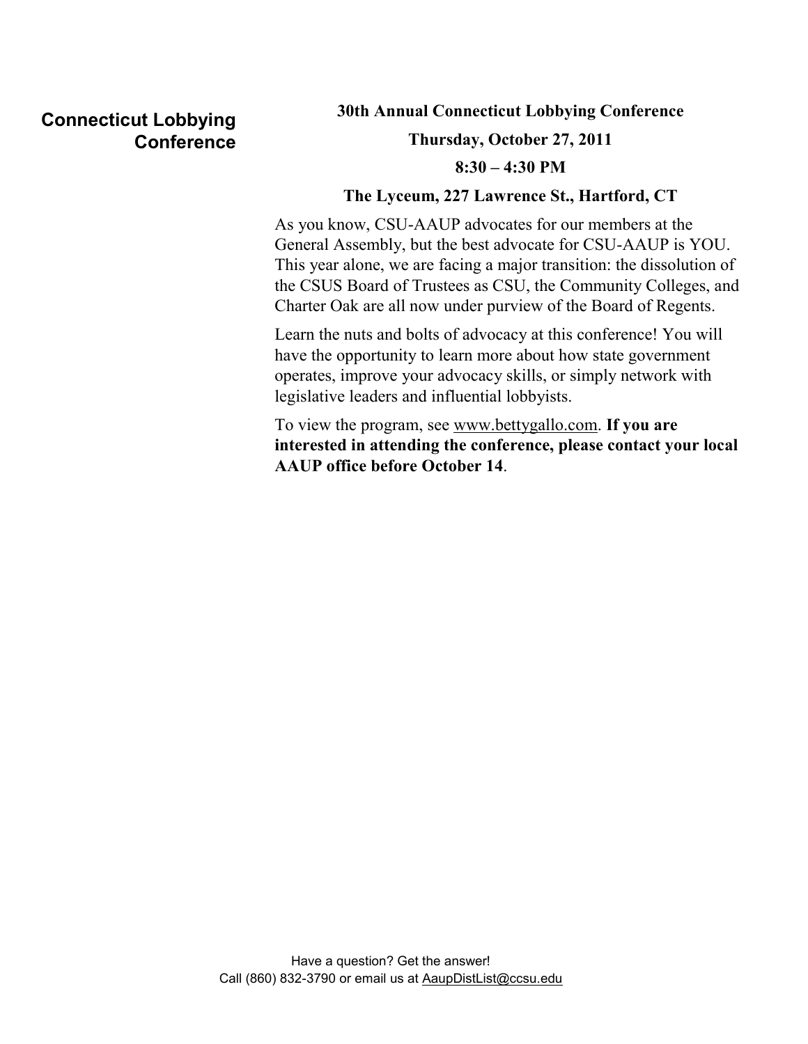## Connecticut Lobbying Conference

**30th Annual Connecticut Lobbying Conference**

**Thursday, October 27, 2011**

**8:30 – 4:30 PM**

**The Lyceum, 227 Lawrence St., Hartford, CT**

As you know, CSU-AAUP advocates for our members at the General Assembly, but the best advocate for CSU-AAUP is YOU. This year alone, we are facing a major transition: the dissolution of the CSUS Board of Trustees as CSU, the Community Colleges, and Charter Oak are all now under purview of the Board of Regents.

Learn the nuts and bolts of advocacy at this conference! You will have the opportunity to learn more about how state government operates, improve your advocacy skills, or simply network with legislative leaders and influential lobbyists.

To view the program, see www.bettygallo.com. **If you are interested in attending the conference, please contact your local AAUP office before October 14**.

Have a question? Get the answer!
Call (860) 832-3790 or email us at AaupDistList@ccsu.edu